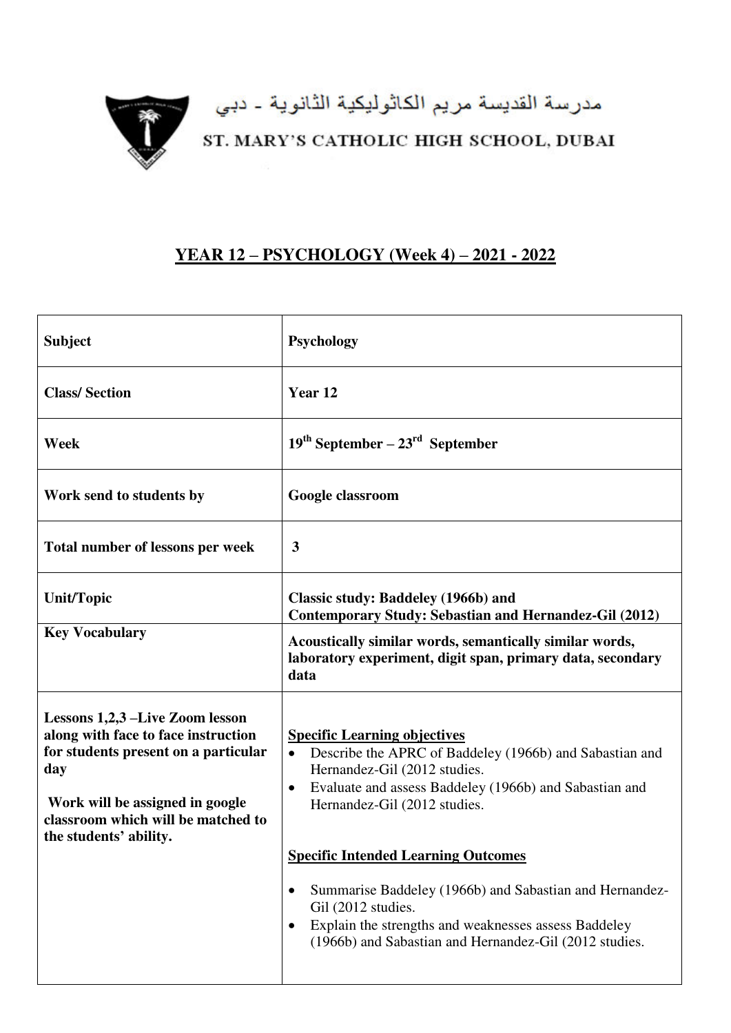مدرسة القديسة مريم الكاثوليكية الثانوية - دبي

ST. MARY'S CATHOLIC HIGH SCHOOL, DUBAI

# YEAR 12 – PSYCHOLOGY (Week 4) – 2021 - 2022

| **Subject** | **Psychology** |
|---|---|
| **Class/ Section** | **Year 12** |
| **Week** | **19th September – 23rd September** |
| **Work send to students by** | **Google classroom** |
| **Total number of lessons per week** | **3** |
| **Unit/Topic** | **Classic study: Baddeley (1966b) and**<br>**Contemporary Study: Sebastian and Hernandez-Gil (2012)** |
| **Key Vocabulary** | **Acoustically similar words, semantically similar words, laboratory experiment, digit span, primary data, secondary data** |
| **Lessons 1,2,3 –Live Zoom lesson along with face to face instruction for students present on a particular day**<br><br>**Work will be assigned in google classroom which will be matched to the students' ability.** | **Specific Learning objectives**<br>• Describe the APRC of Baddeley (1966b) and Sabastian and Hernandez-Gil (2012 studies.<br>• Evaluate and assess Baddeley (1966b) and Sabastian and Hernandez-Gil (2012 studies.<br><br>**Specific Intended Learning Outcomes**<br>• Summarise Baddeley (1966b) and Sabastian and Hernandez-Gil (2012 studies.<br>• Explain the strengths and weaknesses assess Baddeley (1966b) and Sabastian and Hernandez-Gil (2012 studies. |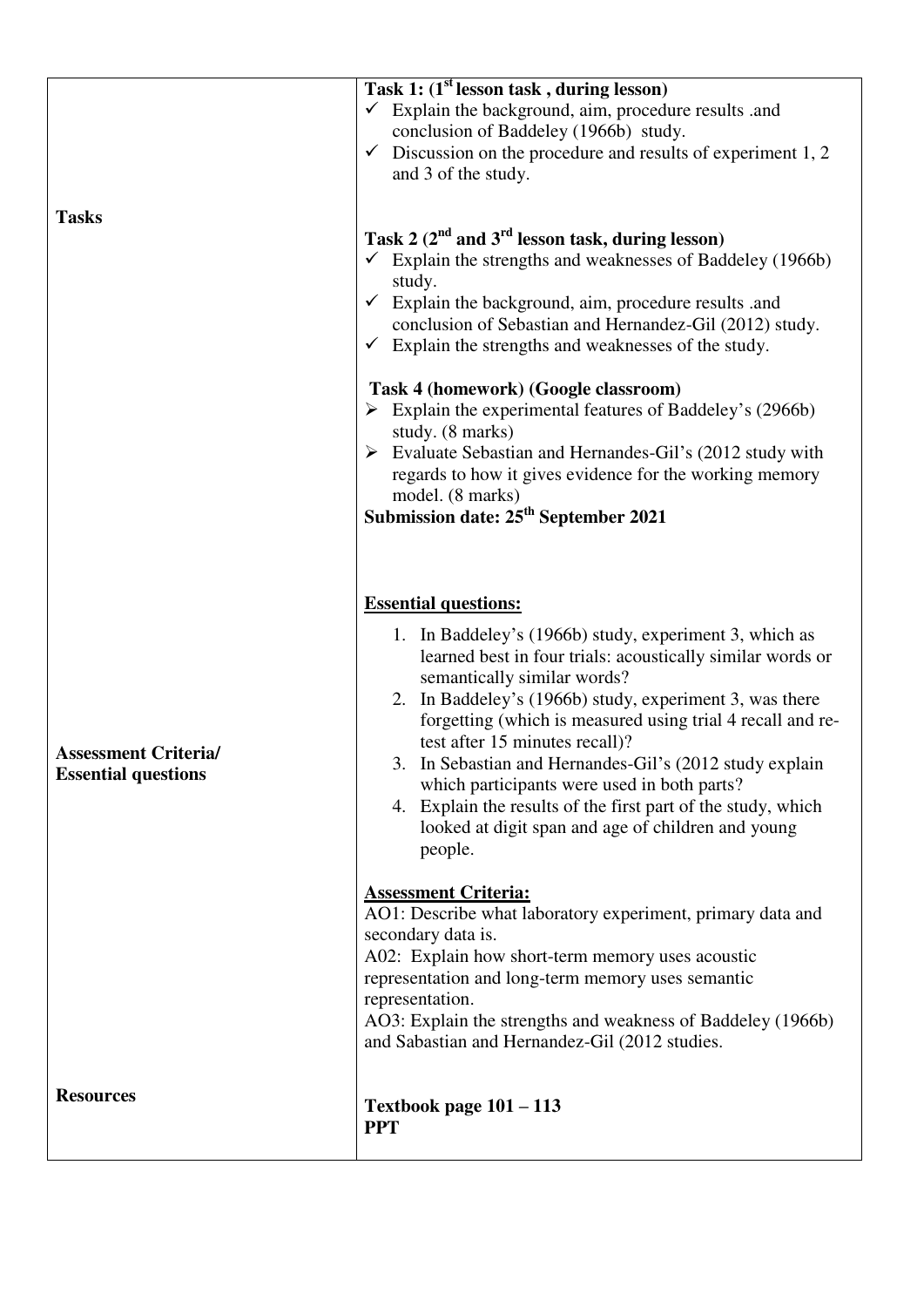| | |
|---|---|
| **Tasks** | **Task 1: (1st lesson task , during lesson)**<br>✓ Explain the background, aim, procedure results .and conclusion of Baddeley (1966b) study.<br>✓ Discussion on the procedure and results of experiment 1, 2 and 3 of the study.<br><br>**Task 2 (2nd and 3rd lesson task, during lesson)**<br>✓ Explain the strengths and weaknesses of Baddeley (1966b) study.<br>✓ Explain the background, aim, procedure results .and conclusion of Sebastian and Hernandez-Gil (2012) study.<br>✓ Explain the strengths and weaknesses of the study.<br><br>**Task 4 (homework) (Google classroom)**<br>➢ Explain the experimental features of Baddeley's (2966b) study. (8 marks)<br>➢ Evaluate Sebastian and Hernandes-Gil's (2012 study with regards to how it gives evidence for the working memory model. (8 marks)<br>**Submission date: 25th September 2021** |
| **Assessment Criteria/ Essential questions** | **<u>Essential questions:</u>**<br>1. In Baddeley's (1966b) study, experiment 3, which as learned best in four trials: acoustically similar words or semantically similar words?<br>2. In Baddeley's (1966b) study, experiment 3, was there forgetting (which is measured using trial 4 recall and re-test after 15 minutes recall)?<br>3. In Sebastian and Hernandes-Gil's (2012 study explain which participants were used in both parts?<br>4. Explain the results of the first part of the study, which looked at digit span and age of children and young people.<br><br>**<u>Assessment Criteria:</u>**<br>AO1: Describe what laboratory experiment, primary data and secondary data is.<br>A02: Explain how short-term memory uses acoustic representation and long-term memory uses semantic representation.<br>AO3: Explain the strengths and weakness of Baddeley (1966b) and Sabastian and Hernandez-Gil (2012 studies. |
| **Resources** | **Textbook page 101 – 113**<br>**PPT** |